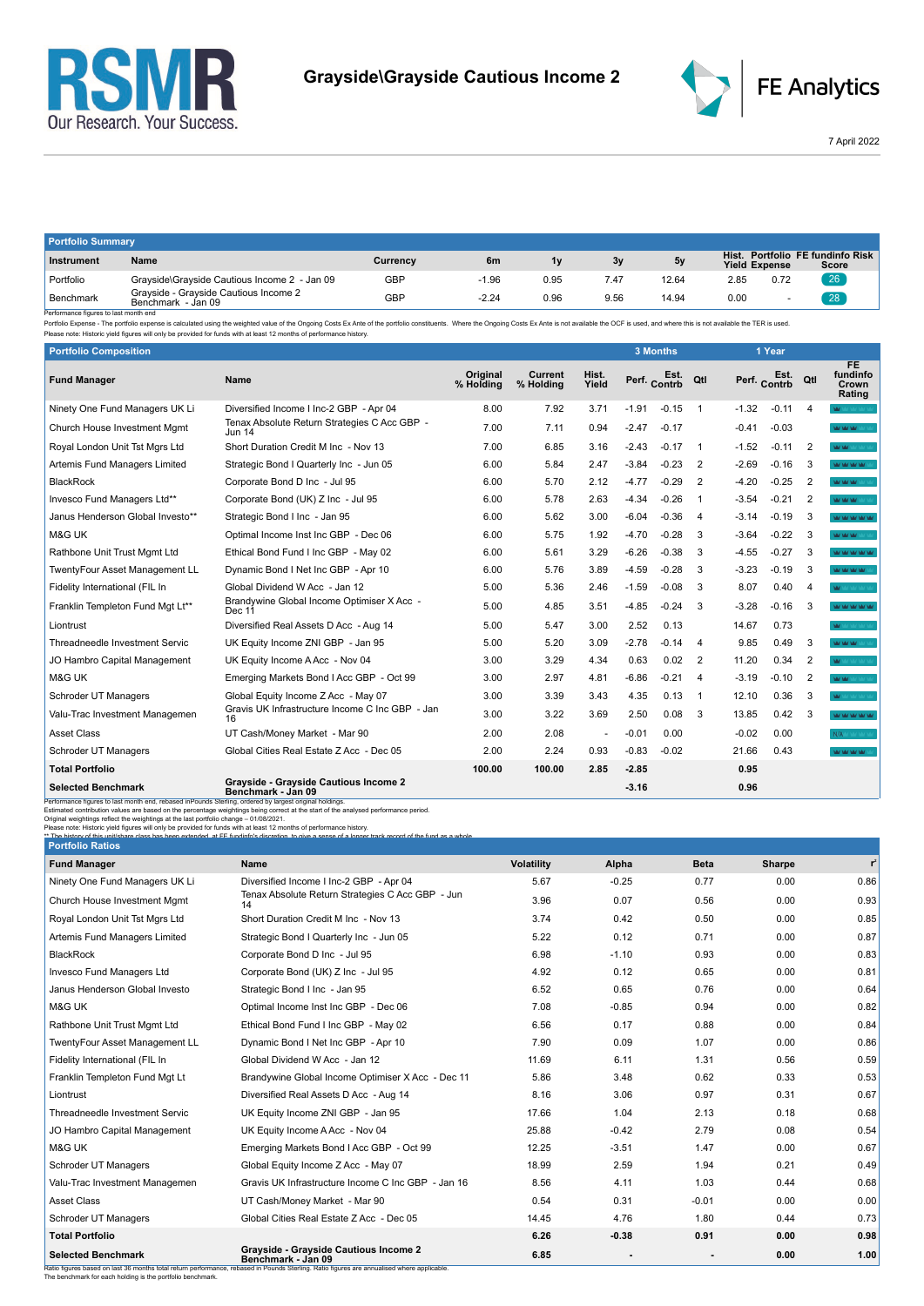# Grayside\Grayside Cautious Income 2

7 April 2022

## Portfolio Summary

| Instrument | Name | Currency | 6m | 1y | 3y | 5y | Hist. Yield | Portfolio Expense | FE fundinfo Risk Score |
|---|---|---|---|---|---|---|---|---|---|
| Portfolio | Grayside\Grayside Cautious Income 2 - Jan 09 | GBP | -1.96 | 0.95 | 7.47 | 12.64 | 2.85 | 0.72 | 26 |
| Benchmark | Grayside - Grayside Cautious Income 2 Benchmark - Jan 09 | GBP | -2.24 | 0.96 | 9.56 | 14.94 | 0.00 | - | 28 |

Performance figures to last month end
Portfolio Expense - The portfolio expense is calculated using the weighted value of the Ongoing Costs Ex Ante of the portfolio constituents. Where the Ongoing Costs Ex Ante is not available the OCF is used, and where this is not available the TER is used.
Please note: Historic yield figures will only be provided for funds with at least 12 months of performance history.

## Portfolio Composition

| Fund Manager | Name | Original % Holding | Current % Holding | Hist. Yield | 3 Months Perf. | 3 Months Est. Contrb | 3 Months Qtl | 1 Year Perf. | 1 Year Est. Contrb | 1 Year Qtl | FE fundinfo Crown Rating |
|---|---|---|---|---|---|---|---|---|---|---|---|
| Ninety One Fund Managers UK Li | Diversified Income I Inc-2 GBP - Apr 04 | 8.00 | 7.92 | 3.71 | -1.91 | -0.15 | 1 | -1.32 | -0.11 | 4 | |
| Church House Investment Mgmt | Tenax Absolute Return Strategies C Acc GBP - Jun 14 | 7.00 | 7.11 | 0.94 | -2.47 | -0.17 | | -0.41 | -0.03 | | |
| Royal London Unit Tst Mgrs Ltd | Short Duration Credit M Inc - Nov 13 | 7.00 | 6.85 | 3.16 | -2.43 | -0.17 | 1 | -1.52 | -0.11 | 2 | |
| Artemis Fund Managers Limited | Strategic Bond I Quarterly Inc - Jun 05 | 6.00 | 5.84 | 2.47 | -3.84 | -0.23 | 2 | -2.69 | -0.16 | 3 | |
| BlackRock | Corporate Bond D Inc - Jul 95 | 6.00 | 5.70 | 2.12 | -4.77 | -0.29 | 2 | -4.20 | -0.25 | 2 | |
| Invesco Fund Managers Ltd** | Corporate Bond (UK) Z Inc - Jul 95 | 6.00 | 5.78 | 2.63 | -4.34 | -0.26 | 1 | -3.54 | -0.21 | 2 | |
| Janus Henderson Global Investo** | Strategic Bond I Inc - Jan 95 | 6.00 | 5.62 | 3.00 | -6.04 | -0.36 | 4 | -3.14 | -0.19 | 3 | |
| M&G UK | Optimal Income Inst Inc GBP - Dec 06 | 6.00 | 5.75 | 1.92 | -4.70 | -0.28 | 3 | -3.64 | -0.22 | 3 | |
| Rathbone Unit Trust Mgmt Ltd | Ethical Bond Fund I Inc GBP - May 02 | 6.00 | 5.61 | 3.29 | -6.26 | -0.38 | 3 | -4.55 | -0.27 | 3 | |
| TwentyFour Asset Management LL | Dynamic Bond I Net Inc GBP - Apr 10 | 6.00 | 5.76 | 3.89 | -4.59 | -0.28 | 3 | -3.23 | -0.19 | 3 | |
| Fidelity International (FIL In | Global Dividend W Acc - Jan 12 | 5.00 | 5.36 | 2.46 | -1.59 | -0.08 | 3 | 8.07 | 0.40 | 4 | |
| Franklin Templeton Fund Mgt Lt** | Brandywine Global Income Optimiser X Acc - Dec 11 | 5.00 | 4.85 | 3.51 | -4.85 | -0.24 | 3 | -3.28 | -0.16 | 3 | |
| Liontrust | Diversified Real Assets D Acc - Aug 14 | 5.00 | 5.47 | 3.00 | 2.52 | 0.13 | | 14.67 | 0.73 | | |
| Threadneedle Investment Servic | UK Equity Income ZNI GBP - Jan 95 | 5.00 | 5.20 | 3.09 | -2.78 | -0.14 | 4 | 9.85 | 0.49 | 3 | |
| JO Hambro Capital Management | UK Equity Income A Acc - Nov 04 | 3.00 | 3.29 | 4.34 | 0.63 | 0.02 | 2 | 11.20 | 0.34 | 2 | |
| M&G UK | Emerging Markets Bond I Acc GBP - Oct 99 | 3.00 | 2.97 | 4.81 | -6.86 | -0.21 | 4 | -3.19 | -0.10 | 2 | |
| Schroder UT Managers | Global Equity Income Z Acc - May 07 | 3.00 | 3.39 | 3.43 | 4.35 | 0.13 | 1 | 12.10 | 0.36 | 3 | |
| Valu-Trac Investment Managemen | Gravis UK Infrastructure Income C Inc GBP - Jan 16 | 3.00 | 3.22 | 3.69 | 2.50 | 0.08 | 3 | 13.85 | 0.42 | 3 | |
| Asset Class | UT Cash/Money Market - Mar 90 | 2.00 | 2.08 | - | -0.01 | 0.00 | | -0.02 | 0.00 | | N/A |
| Schroder UT Managers | Global Cities Real Estate Z Acc - Dec 05 | 2.00 | 2.24 | 0.93 | -0.83 | -0.02 | | 21.66 | 0.43 | | |
| **Total Portfolio** | | **100.00** | **100.00** | **2.85** | **-2.85** | | | **0.95** | | | |
| **Selected Benchmark** | **Grayside - Grayside Cautious Income 2 Benchmark - Jan 09** | | | | **-3.16** | | | **0.96** | | | |

Performance figures to last month end, rebased inPounds Sterling, ordered by largest original holdings.
Estimated contribution values are based on the percentage weightings being correct at the start of the analysed performance period.
Original weightings reflect the weightings at the last portfolio change – 01/08/2021.
Please note: Historic yield figures will only be provided for funds with at least 12 months of performance history.
** The history of this unit/share class has been extended, at FE fundinfo's discretion, to give a sense of a longer track record of the fund as a whole.

## Portfolio Ratios

| Fund Manager | Name | Volatility | Alpha | Beta | Sharpe | $r^2$ |
|---|---|---|---|---|---|---|
| Ninety One Fund Managers UK Li | Diversified Income I Inc-2 GBP - Apr 04 | 5.67 | -0.25 | 0.77 | 0.00 | 0.86 |
| Church House Investment Mgmt | Tenax Absolute Return Strategies C Acc GBP - Jun 14 | 3.96 | 0.07 | 0.56 | 0.00 | 0.93 |
| Royal London Unit Tst Mgrs Ltd | Short Duration Credit M Inc - Nov 13 | 3.74 | 0.42 | 0.50 | 0.00 | 0.85 |
| Artemis Fund Managers Limited | Strategic Bond I Quarterly Inc - Jun 05 | 5.22 | 0.12 | 0.71 | 0.00 | 0.87 |
| BlackRock | Corporate Bond D Inc - Jul 95 | 6.98 | -1.10 | 0.93 | 0.00 | 0.83 |
| Invesco Fund Managers Ltd | Corporate Bond (UK) Z Inc - Jul 95 | 4.92 | 0.12 | 0.65 | 0.00 | 0.81 |
| Janus Henderson Global Investo | Strategic Bond I Inc - Jan 95 | 6.52 | 0.65 | 0.76 | 0.00 | 0.64 |
| M&G UK | Optimal Income Inst Inc GBP - Dec 06 | 7.08 | -0.85 | 0.94 | 0.00 | 0.82 |
| Rathbone Unit Trust Mgmt Ltd | Ethical Bond Fund I Inc GBP - May 02 | 6.56 | 0.17 | 0.88 | 0.00 | 0.84 |
| TwentyFour Asset Management LL | Dynamic Bond I Net Inc GBP - Apr 10 | 7.90 | 0.09 | 1.07 | 0.00 | 0.86 |
| Fidelity International (FIL In | Global Dividend W Acc - Jan 12 | 11.69 | 6.11 | 1.31 | 0.56 | 0.59 |
| Franklin Templeton Fund Mgt Lt | Brandywine Global Income Optimiser X Acc - Dec 11 | 5.86 | 3.48 | 0.62 | 0.33 | 0.53 |
| Liontrust | Diversified Real Assets D Acc - Aug 14 | 8.16 | 3.06 | 0.97 | 0.31 | 0.67 |
| Threadneedle Investment Servic | UK Equity Income ZNI GBP - Jan 95 | 17.66 | 1.04 | 2.13 | 0.18 | 0.68 |
| JO Hambro Capital Management | UK Equity Income A Acc - Nov 04 | 25.88 | -0.42 | 2.79 | 0.08 | 0.54 |
| M&G UK | Emerging Markets Bond I Acc GBP - Oct 99 | 12.25 | -3.51 | 1.47 | 0.00 | 0.67 |
| Schroder UT Managers | Global Equity Income Z Acc - May 07 | 18.99 | 2.59 | 1.94 | 0.21 | 0.49 |
| Valu-Trac Investment Managemen | Gravis UK Infrastructure Income C Inc GBP - Jan 16 | 8.56 | 4.11 | 1.03 | 0.44 | 0.68 |
| Asset Class | UT Cash/Money Market - Mar 90 | 0.54 | 0.31 | -0.01 | 0.00 | 0.00 |
| Schroder UT Managers | Global Cities Real Estate Z Acc - Dec 05 | 14.45 | 4.76 | 1.80 | 0.44 | 0.73 |
| **Total Portfolio** | | **6.26** | **-0.38** | **0.91** | **0.00** | **0.98** |
| **Selected Benchmark** | **Grayside - Grayside Cautious Income 2 Benchmark - Jan 09** | **6.85** | **-** | **-** | **0.00** | **1.00** |

Ratio figures based on last 36 months total return performance, rebased in Pounds Sterling. Ratio figures are annualised where applicable.
The benchmark for each holding is the portfolio benchmark.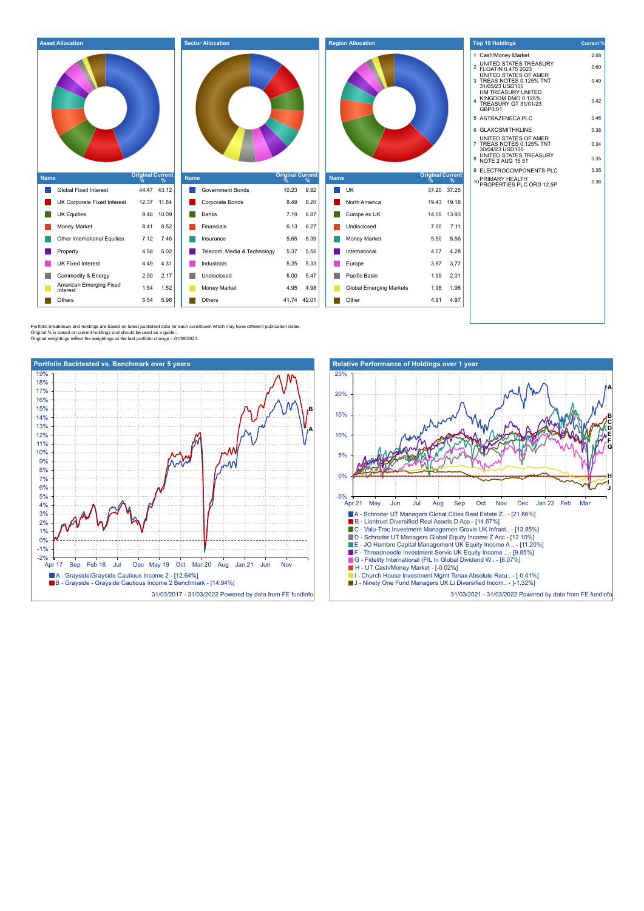## Asset Allocation

| Name | Original % | Current % |
|---|---|---|
| Global Fixed Interest | 44.47 | 43.12 |
| UK Corporate Fixed Interest | 12.37 | 11.84 |
| UK Equities | 9.48 | 10.09 |
| Money Market | 8.41 | 8.52 |
| Other International Equities | 7.12 | 7.46 |
| Property | 4.58 | 5.02 |
| UK Fixed Interest | 4.49 | 4.31 |
| Commodity & Energy | 2.00 | 2.17 |
| American Emerging Fixed Interest | 1.54 | 1.52 |
| Others | 5.54 | 5.96 |

## Sector Allocation

| Name | Original % | Current % |
|---|---|---|
| Government Bonds | 10.23 | 9.92 |
| Corporate Bonds | 8.49 | 8.20 |
| Banks | 7.19 | 6.87 |
| Financials | 6.13 | 6.27 |
| Insurance | 5.65 | 5.39 |
| Telecom, Media & Technology | 5.37 | 5.55 |
| Industrials | 5.25 | 5.33 |
| Undisclosed | 5.00 | 5.47 |
| Money Market | 4.95 | 4.98 |
| Others | 41.74 | 42.01 |

## Region Allocation

| Name | Original % | Current % |
|---|---|---|
| UK | 37.20 | 37.25 |
| North America | 19.43 | 19.18 |
| Europe ex UK | 14.05 | 13.93 |
| Undisclosed | 7.00 | 7.11 |
| Money Market | 5.50 | 5.56 |
| International | 4.07 | 4.28 |
| Europe | 3.87 | 3.77 |
| Pacific Basin | 1.99 | 2.01 |
| Global Emerging Markets | 1.98 | 1.96 |
| Other | 4.91 | 4.97 |

## Top 10 Holdings

| | Name | Current % |
|---|---|---|
| 1 | Cash/Money Market | 2.08 |
| 2 | UNITED STATES TREASURY FLOATIN 0.475 2023 | 0.60 |
| 3 | UNITED STATES OF AMER TREAS NOTES 0.125% TNT 31/05/23 USD100 | 0.49 |
| 4 | HM TREASURY UNITED KINGDOM DMO 0.125% TREASURY GT 31/01/23 GBP0.01 | 0.42 |
| 5 | ASTRAZENECA PLC | 0.46 |
| 6 | GLAXOSMITHKLINE | 0.38 |
| 7 | UNITED STATES OF AMER TREAS NOTES 0.125% TNT 30/04/23 USD100 | 0.34 |
| 8 | UNITED STATES TREASURY NOTE 2 AUG 15 51 | 0.35 |
| 9 | ELECTROCOMPONENTS PLC | 0.35 |
| 10 | PRIMARY HEALTH PROPERTIES PLC ORD 12.5P | 0.36 |

Portfolio breakdown and holdings are based on latest published data for each constituent which may have different publication dates.
Original % is based on current holdings and should be used as a guide..
Original weightings reflect the weightings at the last portfolio change – 01/08/2021.

## Portfolio Backtested vs. Benchmark over 5 years

- A - Grayside\Grayside Cautious Income 2 - [12.64%]
- B - Grayside - Grayside Cautious Income 2 Benchmark - [14.94%]

31/03/2017 - 31/03/2022 Powered by data from FE fundinfo

## Relative Performance of Holdings over 1 year

- A - Schroder UT Managers Global Cities Real Estate Z.. - [21.66%]
- B - Liontrust Diversified Real Assets D Acc - [14.67%]
- C - Valu-Trac Investment Managemen Gravis UK Infrast.. - [13.85%]
- D - Schroder UT Managers Global Equity Income Z Acc - [12.10%]
- E - JO Hambro Capital Management UK Equity Income A .. - [11.20%]
- F - Threadneedle Investment Servic UK Equity Income .. - [9.85%]
- G - Fidelity International (FIL In Global Dividend W.. - [8.07%]
- H - UT Cash/Money Market - [-0.02%]
- I - Church House Investment Mgmt Tenax Absolute Retu.. - [-0.41%]
- J - Ninety One Fund Managers UK Li Diversified Incom.. - [-1.32%]

31/03/2021 - 31/03/2022 Powered by data from FE fundinfo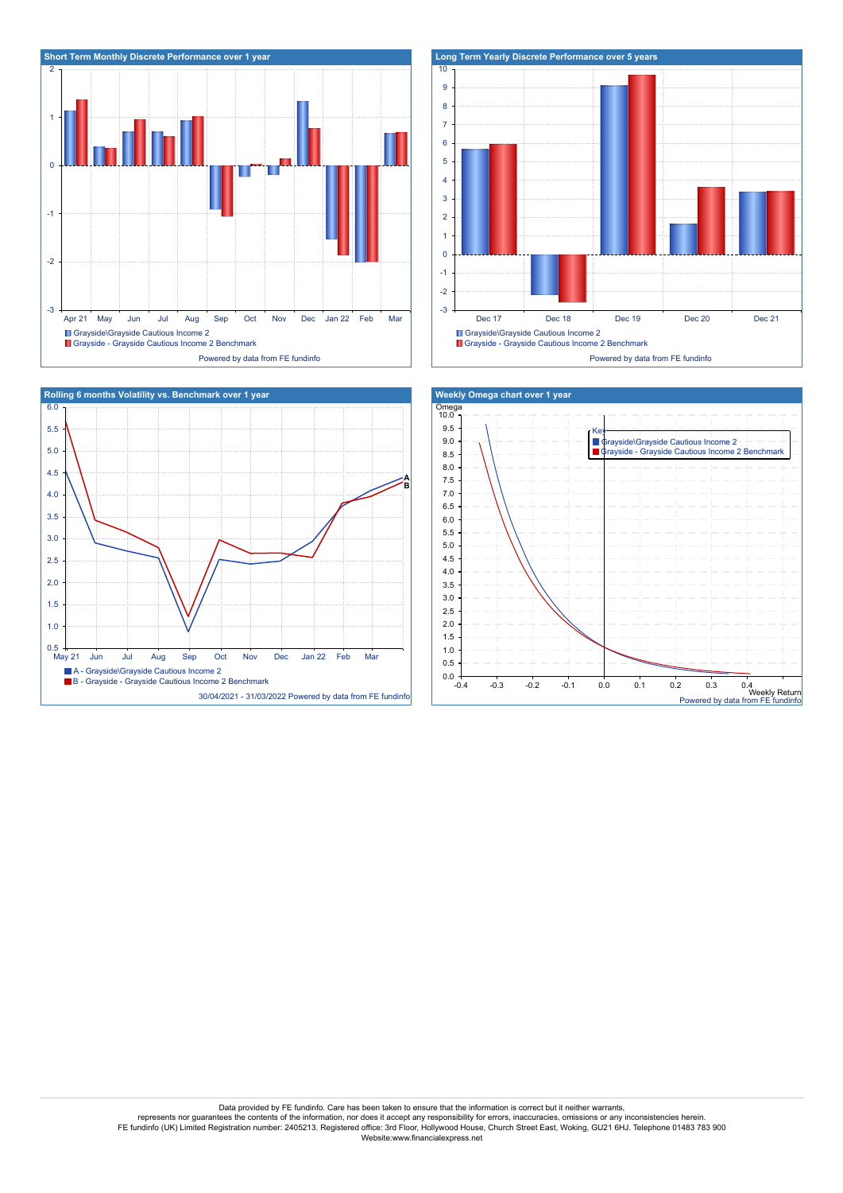### Short Term Monthly Discrete Performance over 1 year

2
1
0
-1
-2
-3

Apr 21 May Jun Jul Aug Sep Oct Nov Dec Jan 22 Feb Mar

Grayside\Grayside Cautious Income 2
Grayside - Grayside Cautious Income 2 Benchmark

Powered by data from FE fundinfo

### Long Term Yearly Discrete Performance over 5 years

10
9
8
7
6
5
4
3
2
1
0
-1
-2
-3

Dec 17 Dec 18 Dec 19 Dec 20 Dec 21

Grayside\Grayside Cautious Income 2
Grayside - Grayside Cautious Income 2 Benchmark

Powered by data from FE fundinfo

### Rolling 6 months Volatility vs. Benchmark over 1 year

6.0
5.5
5.0
4.5
4.0
3.5
3.0
2.5
2.0
1.5
1.0
0.5

May 21 Jun Jul Aug Sep Oct Nov Dec Jan 22 Feb Mar

A
B

A - Grayside\Grayside Cautious Income 2
B - Grayside - Grayside Cautious Income 2 Benchmark

30/04/2021 - 31/03/2022 Powered by data from FE fundinfo

### Weekly Omega chart over 1 year

Omega

10.0
9.5
9.0
8.5
8.0
7.5
7.0
6.5
6.0
5.5
5.0
4.5
4.0
3.5
3.0
2.5
2.0
1.5
1.0
0.5
0.0

-0.4 -0.3 -0.2 -0.1 0.0 0.1 0.2 0.3 0.4

Weekly Return

Key
Grayside\Grayside Cautious Income 2
Grayside - Grayside Cautious Income 2 Benchmark

Powered by data from FE fundinfo

Data provided by FE fundinfo. Care has been taken to ensure that the information is correct but it neither warrants,
represents nor guarantees the contents of the information, nor does it accept any responsibility for errors, inaccuracies, omissions or any inconsistencies herein.
FE fundinfo (UK) Limited Registration number: 2405213. Registered office: 3rd Floor, Hollywood House, Church Street East, Woking, GU21 6HJ. Telephone 01483 783 900
Website:www.financialexpress.net